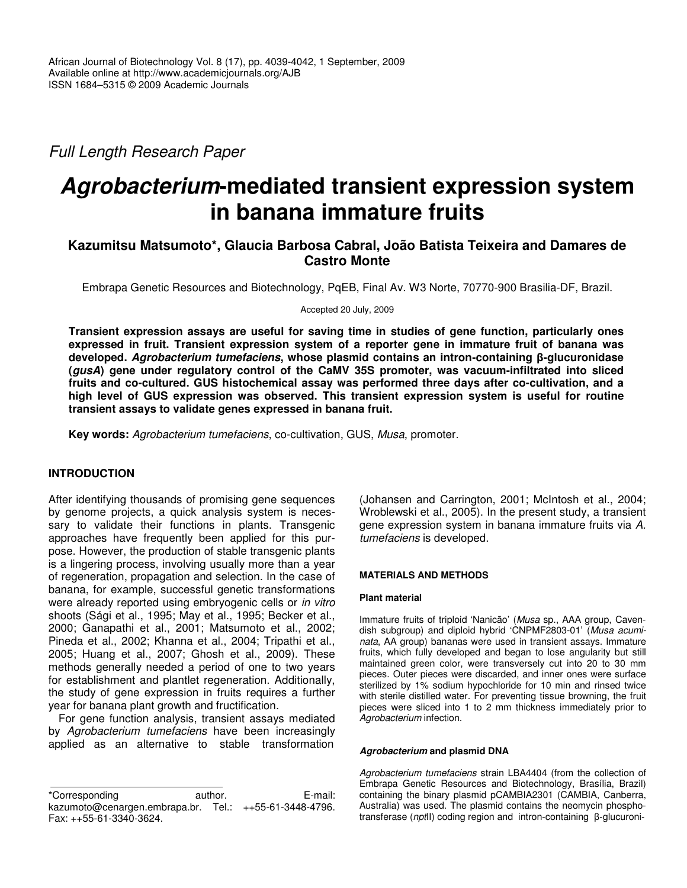*Full Length Research Paper*

# *Agrobacterium*-mediated transient expression system in banana immature fruits

**Kazumitsu Matsumoto*, Glaucia Barbosa Cabral, João Batista Teixeira and Damares de Castro Monte**

Embrapa Genetic Resources and Biotechnology, PqEB, Final Av. W3 Norte, 70770-900 Brasilia-DF, Brazil.

Accepted 20 July, 2009

**Transient expression assays are useful for saving time in studies of gene function, particularly ones expressed in fruit. Transient expression system of a reporter gene in immature fruit of banana was developed. *Agrobacterium tumefaciens*, whose plasmid contains an intron-containing β-glucuronidase (*gusA*) gene under regulatory control of the CaMV 35S promoter, was vacuum-infiltrated into sliced fruits and co-cultured. GUS histochemical assay was performed three days after co-cultivation, and a high level of GUS expression was observed. This transient expression system is useful for routine transient assays to validate genes expressed in banana fruit.**

**Key words:** *Agrobacterium tumefaciens*, co-cultivation, GUS, *Musa*, promoter.

## INTRODUCTION

After identifying thousands of promising gene sequences by genome projects, a quick analysis system is necessary to validate their functions in plants. Transgenic approaches have frequently been applied for this purpose. However, the production of stable transgenic plants is a lingering process, involving usually more than a year of regeneration, propagation and selection. In the case of banana, for example, successful genetic transformations were already reported using embryogenic cells or *in vitro* shoots (Sági et al., 1995; May et al., 1995; Becker et al., 2000; Ganapathi et al., 2001; Matsumoto et al., 2002; Pineda et al., 2002; Khanna et al., 2004; Tripathi et al., 2005; Huang et al., 2007; Ghosh et al., 2009). These methods generally needed a period of one to two years for establishment and plantlet regeneration. Additionally, the study of gene expression in fruits requires a further year for banana plant growth and fructification.

For gene function analysis, transient assays mediated by *Agrobacterium tumefaciens* have been increasingly applied as an alternative to stable transformation (Johansen and Carrington, 2001; McIntosh et al., 2004; Wroblewski et al., 2005). In the present study, a transient gene expression system in banana immature fruits via *A. tumefaciens* is developed.

## MATERIALS AND METHODS

### Plant material

Immature fruits of triploid 'Nanicão' (*Musa* sp., AAA group, Cavendish subgroup) and diploid hybrid 'CNPMF2803-01' (*Musa acuminata*, AA group) bananas were used in transient assays. Immature fruits, which fully developed and began to lose angularity but still maintained green color, were transversely cut into 20 to 30 mm pieces. Outer pieces were discarded, and inner ones were surface sterilized by 1% sodium hypochloride for 10 min and rinsed twice with sterile distilled water. For preventing tissue browning, the fruit pieces were sliced into 1 to 2 mm thickness immediately prior to *Agrobacterium* infection.

### *Agrobacterium* and plasmid DNA

*Agrobacterium tumefaciens* strain LBA4404 (from the collection of Embrapa Genetic Resources and Biotechnology, Brasília, Brazil) containing the binary plasmid pCAMBIA2301 (CAMBIA, Canberra, Australia) was used. The plasmid contains the neomycin phosphotransferase (*npt*II) coding region and intron-containing β-glucuroni-

*Corresponding author. E-mail: kazumoto@cenargen.embrapa.br. Tel.: ++55-61-3448-4796. Fax: ++55-61-3340-3624.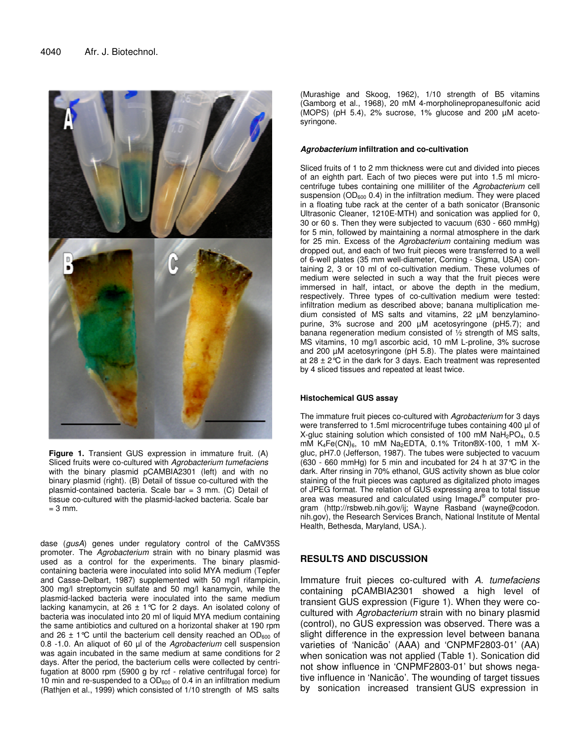**Figure 1.** Transient GUS expression in immature fruit. (A) Sliced fruits were co-cultured with *Agrobacterium tumefaciens* with the binary plasmid pCAMBIA2301 (left) and with no binary plasmid (right). (B) Detail of tissue co-cultured with the plasmid-contained bacteria. Scale bar = 3 mm. (C) Detail of tissue co-cultured with the plasmid-lacked bacteria. Scale bar = 3 mm.

dase (*gusA*) genes under regulatory control of the CaMV35S promoter. The *Agrobacterium* strain with no binary plasmid was used as a control for the experiments. The binary plasmid-containing bacteria were inoculated into solid MYA medium (Tepfer and Casse-Delbart, 1987) supplemented with 50 mg/l rifampicin, 300 mg/l streptomycin sulfate and 50 mg/l kanamycin, while the plasmid-lacked bacteria were inoculated into the same medium lacking kanamycin, at 26 ± 1°C for 2 days. An isolated colony of bacteria was inoculated into 20 ml of liquid MYA medium containing the same antibiotics and cultured on a horizontal shaker at 190 rpm and 26 ± 1°C until the bacterium cell density reached an $OD_{600}$ of 0.8 -1.0. An aliquot of 60 µl of the *Agrobacterium* cell suspension was again incubated in the same medium at same conditions for 2 days. After the period, the bacterium cells were collected by centrifugation at 8000 rpm (5900 g by rcf - relative centrifugal force) for 10 min and re-suspended to a $OD_{600}$ of 0.4 in an infiltration medium (Rathjen et al., 1999) which consisted of 1/10 strength of MS salts (Murashige and Skoog, 1962), 1/10 strength of B5 vitamins (Gamborg et al., 1968), 20 mM 4-morpholinepropanesulfonic acid (MOPS) (pH 5.4), 2% sucrose, 1% glucose and 200 µM acetosyringone.

### *Agrobacterium* infiltration and co-cultivation

Sliced fruits of 1 to 2 mm thickness were cut and divided into pieces of an eighth part. Each of two pieces were put into 1.5 ml microcentrifuge tubes containing one milliliter of the *Agrobacterium* cell suspension ($OD_{600}$ 0.4) in the infiltration medium. They were placed in a floating tube rack at the center of a bath sonicator (Bransonic Ultrasonic Cleaner, 1210E-MTH) and sonication was applied for 0, 30 or 60 s. Then they were subjected to vacuum (630 - 660 mmHg) for 5 min, followed by maintaining a normal atmosphere in the dark for 25 min. Excess of the *Agrobacterium* containing medium was dropped out, and each of two fruit pieces were transferred to a well of 6-well plates (35 mm well-diameter, Corning - Sigma, USA) containing 2, 3 or 10 ml of co-cultivation medium. These volumes of medium were selected in such a way that the fruit pieces were immersed in half, intact, or above the depth in the medium, respectively. Three types of co-cultivation medium were tested: infiltration medium as described above; banana multiplication medium consisted of MS salts and vitamins, 22 µM benzylaminopurine, 3% sucrose and 200 µM acetosyringone (pH5.7); and banana regeneration medium consisted of ½ strength of MS salts, MS vitamins, 10 mg/l ascorbic acid, 10 mM L-proline, 3% sucrose and 200 µM acetosyringone (pH 5.8). The plates were maintained at 28 ± 2°C in the dark for 3 days. Each treatment was represented by 4 sliced tissues and repeated at least twice.

### Histochemical GUS assay

The immature fruit pieces co-cultured with *Agrobacterium* for 3 days were transferred to 1.5ml microcentrifuge tubes containing 400 µl of X-gluc staining solution which consisted of 100 mM $NaH_2PO_4$, 0.5 mM $K_4Fe(CN)_6$, 10 mM $Na_2EDTA$, 0.1% Triton®X-100, 1 mM X-gluc, pH7.0 (Jefferson, 1987). The tubes were subjected to vacuum (630 - 660 mmHg) for 5 min and incubated for 24 h at 37°C in the dark. After rinsing in 70% ethanol, GUS activity shown as blue color staining of the fruit pieces was captured as digitalized photo images of JPEG format. The relation of GUS expressing area to total tissue area was measured and calculated using ImageJ® computer program (http://rsbweb.nih.gov/ij; Wayne Rasband (wayne@codon.nih.gov), the Research Services Branch, National Institute of Mental Health, Bethesda, Maryland, USA.).

## RESULTS AND DISCUSSION

Immature fruit pieces co-cultured with *A. tumefaciens* containing pCAMBIA2301 showed a high level of transient GUS expression (Figure 1). When they were co-cultured with *Agrobacterium* strain with no binary plasmid (control), no GUS expression was observed. There was a slight difference in the expression level between banana varieties of 'Nanicão' (AAA) and 'CNPMF2803-01' (AA) when sonication was not applied (Table 1). Sonication did not show influence in 'CNPMF2803-01' but shows negative influence in 'Nanicão'. The wounding of target tissues by sonication increased transient GUS expression in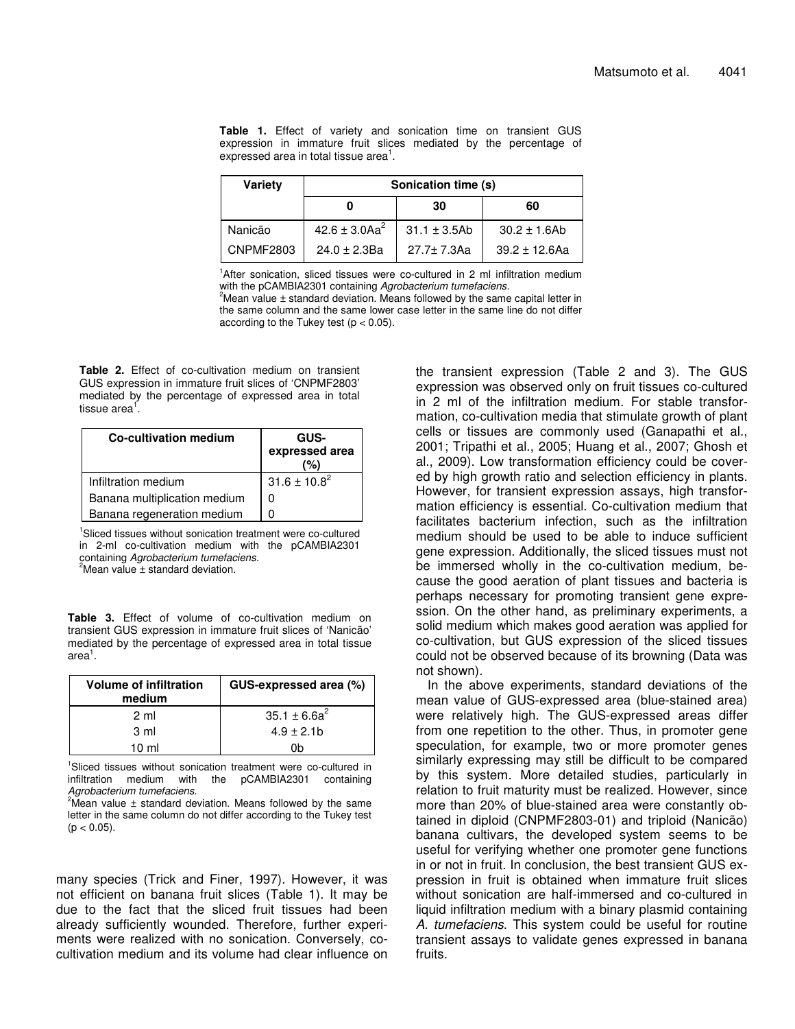**Table 1.** Effect of variety and sonication time on transient GUS expression in immature fruit slices mediated by the percentage of expressed area in total tissue area[1].

| Variety | Sonication time (s) | | |
|---|---|---|---|
| | 0 | 30 | 60 |
| Nanicão | 42.6 ± 3.0Aa[2] | 31.1 ± 3.5Ab | 30.2 ± 1.6Ab |
| CNPMF2803 | 24.0 ± 2.3Ba | 27.7± 7.3Aa | 39.2 ± 12.6Aa |

[1]After sonication, sliced tissues were co-cultured in 2 ml infiltration medium with the pCAMBIA2301 containing *Agrobacterium tumefaciens.*
[2]Mean value ± standard deviation. Means followed by the same capital letter in the same column and the same lower case letter in the same line do not differ according to the Tukey test ($p < 0.05$).

**Table 2.** Effect of co-cultivation medium on transient GUS expression in immature fruit slices of 'CNPMF2803' mediated by the percentage of expressed area in total tissue area[1].

| Co-cultivation medium | GUS-expressed area (%) |
|---|---|
| Infiltration medium | 31.6 ± 10.8[2] |
| Banana multiplication medium | 0 |
| Banana regeneration medium | 0 |

[1]Sliced tissues without sonication treatment were co-cultured in 2-ml co-cultivation medium with the pCAMBIA2301 containing *Agrobacterium tumefaciens.*
[2]Mean value ± standard deviation.

**Table 3.** Effect of volume of co-cultivation medium on transient GUS expression in immature fruit slices of 'Nanicão' mediated by the percentage of expressed area in total tissue area[1].

| Volume of infiltration medium | GUS-expressed area (%) |
|---|---|
| 2 ml | 35.1 ± 6.6a[2] |
| 3 ml | 4.9 ± 2.1b |
| 10 ml | 0b |

[1]Sliced tissues without sonication treatment were co-cultured in infiltration medium with the pCAMBIA2301 containing *Agrobacterium tumefaciens.*
[2]Mean value ± standard deviation. Means followed by the same letter in the same column do not differ according to the Tukey test ($p < 0.05$).

many species (Trick and Finer, 1997). However, it was not efficient on banana fruit slices (Table 1). It may be due to the fact that the sliced fruit tissues had been already sufficiently wounded. Therefore, further experiments were realized with no sonication. Conversely, co-cultivation medium and its volume had clear influence on the transient expression (Table 2 and 3). The GUS expression was observed only on fruit tissues co-cultured in 2 ml of the infiltration medium. For stable transformation, co-cultivation media that stimulate growth of plant cells or tissues are commonly used (Ganapathi et al., 2001; Tripathi et al., 2005; Huang et al., 2007; Ghosh et al., 2009). Low transformation efficiency could be covered by high growth ratio and selection efficiency in plants. However, for transient expression assays, high transformation efficiency is essential. Co-cultivation medium that facilitates bacterium infection, such as the infiltration medium should be used to be able to induce sufficient gene expression. Additionally, the sliced tissues must not be immersed wholly in the co-cultivation medium, because the good aeration of plant tissues and bacteria is perhaps necessary for promoting transient gene expression. On the other hand, as preliminary experiments, a solid medium which makes good aeration was applied for co-cultivation, but GUS expression of the sliced tissues could not be observed because of its browning (Data was not shown).

In the above experiments, standard deviations of the mean value of GUS-expressed area (blue-stained area) were relatively high. The GUS-expressed areas differ from one repetition to the other. Thus, in promoter gene speculation, for example, two or more promoter genes similarly expressing may still be difficult to be compared by this system. More detailed studies, particularly in relation to fruit maturity must be realized. However, since more than 20% of blue-stained area were constantly obtained in diploid (CNPMF2803-01) and triploid (Nanicão) banana cultivars, the developed system seems to be useful for verifying whether one promoter gene functions in or not in fruit. In conclusion, the best transient GUS expression in fruit is obtained when immature fruit slices without sonication are half-immersed and co-cultured in liquid infiltration medium with a binary plasmid containing *A. tumefaciens.* This system could be useful for routine transient assays to validate genes expressed in banana fruits.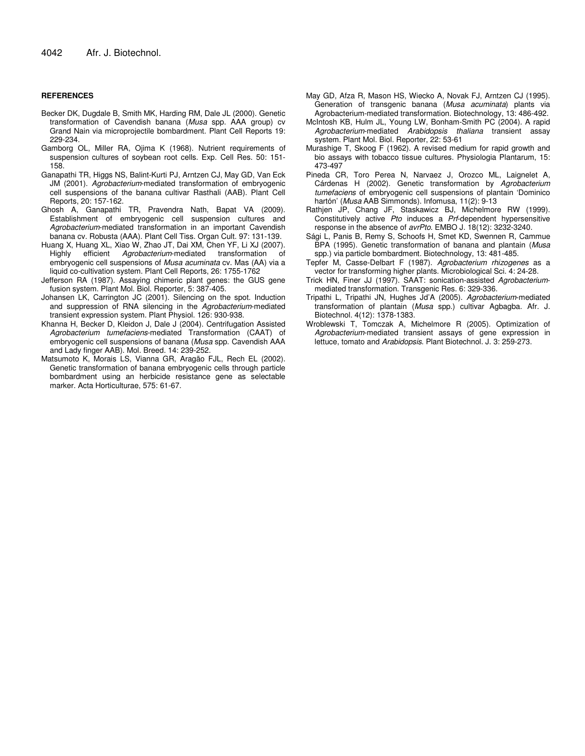## REFERENCES

Becker DK, Dugdale B, Smith MK, Harding RM, Dale JL (2000). Genetic transformation of Cavendish banana (*Musa* spp. AAA group) cv Grand Nain via microprojectile bombardment. Plant Cell Reports 19: 229-234.

Gamborg OL, Miller RA, Ojima K (1968). Nutrient requirements of suspension cultures of soybean root cells. Exp. Cell Res. 50: 151-158.

Ganapathi TR, Higgs NS, Balint-Kurti PJ, Arntzen CJ, May GD, Van Eck JM (2001). *Agrobacterium*-mediated transformation of embryogenic cell suspensions of the banana cultivar Rasthali (AAB). Plant Cell Reports, 20: 157-162.

Ghosh A, Ganapathi TR, Pravendra Nath, Bapat VA (2009). Establishment of embryogenic cell suspension cultures and *Agrobacterium*-mediated transformation in an important Cavendish banana cv. Robusta (AAA). Plant Cell Tiss. Organ Cult. 97: 131-139.

Huang X, Huang XL, Xiao W, Zhao JT, Dai XM, Chen YF, Li XJ (2007). Highly efficient *Agrobacterium*-mediated transformation of embryogenic cell suspensions of *Musa acuminata* cv. Mas (AA) via a liquid co-cultivation system. Plant Cell Reports, 26: 1755-1762

Jefferson RA (1987). Assaying chimeric plant genes: the GUS gene fusion system. Plant Mol. Biol. Reporter, 5: 387-405.

Johansen LK, Carrington JC (2001). Silencing on the spot. Induction and suppression of RNA silencing in the *Agrobacterium*-mediated transient expression system. Plant Physiol. 126: 930-938.

Khanna H, Becker D, Kleidon J, Dale J (2004). Centrifugation Assisted *Agrobacterium tumefaciens*-mediated Transformation (CAAT) of embryogenic cell suspensions of banana (*Musa* spp. Cavendish AAA and Lady finger AAB). Mol. Breed. 14: 239-252.

Matsumoto K, Morais LS, Vianna GR, Aragão FJL, Rech EL (2002). Genetic transformation of banana embryogenic cells through particle bombardment using an herbicide resistance gene as selectable marker. Acta Horticulturae, 575: 61-67.

May GD, Afza R, Mason HS, Wiecko A, Novak FJ, Arntzen CJ (1995). Generation of transgenic banana (*Musa acuminata*) plants via Agrobacterium-mediated transformation. Biotechnology, 13: 486-492.

McIntosh KB, Hulm JL, Young LW, Bonham-Smith PC (2004). A rapid *Agrobacterium*-mediated *Arabidopsis thaliana* transient assay system. Plant Mol. Biol. Reporter, 22: 53-61

Murashige T, Skoog F (1962). A revised medium for rapid growth and bio assays with tobacco tissue cultures. Physiologia Plantarum, 15: 473-497

Pineda CR, Toro Perea N, Narvaez J, Orozco ML, Laignelet A, Cárdenas H (2002). Genetic transformation by *Agrobacterium tumefaciens* of embryogenic cell suspensions of plantain 'Dominico hartón' (*Musa* AAB Simmonds). Infomusa, 11(2): 9-13

Rathjen JP, Chang JF, Staskawicz BJ, Michelmore RW (1999). Constitutively active *Pto* induces a *Prf*-dependent hypersensitive response in the absence of *avrPto*. EMBO J. 18(12): 3232-3240.

Sági L, Panis B, Remy S, Schoofs H, Smet KD, Swennen R, Cammue BPA (1995). Genetic transformation of banana and plantain (*Musa* spp.) via particle bombardment. Biotechnology, 13: 481-485.

Tepfer M, Casse-Delbart F (1987). *Agrobacterium rhizogenes* as a vector for transforming higher plants. Microbiological Sci. 4: 24-28.

Trick HN, Finer JJ (1997). SAAT: sonication-assisted *Agrobacterium*-mediated transformation. Transgenic Res. 6: 329-336.

Tripathi L, Tripathi JN, Hughes Jd'A (2005). *Agrobacterium*-mediated transformation of plantain (*Musa* spp.) cultivar Agbagba. Afr. J. Biotechnol. 4(12): 1378-1383.

Wroblewski T, Tomczak A, Michelmore R (2005). Optimization of *Agrobacterium*-mediated transient assays of gene expression in lettuce, tomato and *Arabidopsis*. Plant Biotechnol. J. 3: 259-273.